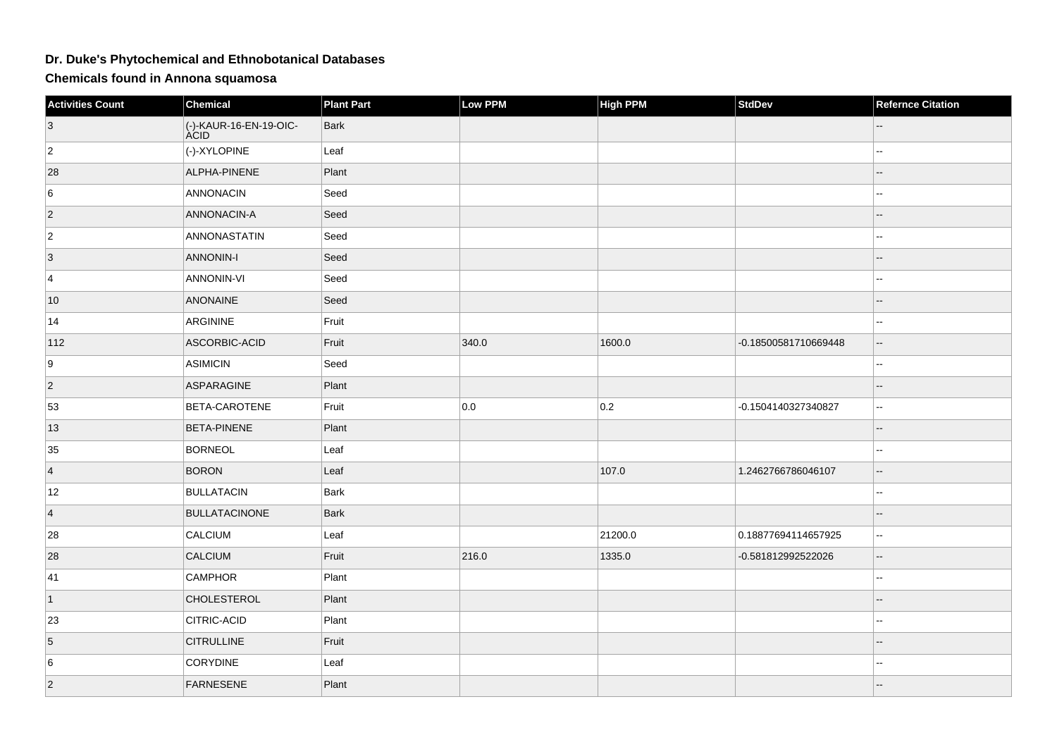# Dr. Duke's Phytochemical and Ethnobotanical Databases

## Chemicals found in Annona squamosa

| Activities Count | Chemical | Plant Part | Low PPM | High PPM | StdDev | Refernce Citation |
|---|---|---|---|---|---|---|
| 3 | (-)-KAUR-16-EN-19-OIC-ACID | Bark | | | | -- |
| 2 | (-)-XYLOPINE | Leaf | | | | -- |
| 28 | ALPHA-PINENE | Plant | | | | -- |
| 6 | ANNONACIN | Seed | | | | -- |
| 2 | ANNONACIN-A | Seed | | | | -- |
| 2 | ANNONASTATIN | Seed | | | | -- |
| 3 | ANNONIN-I | Seed | | | | -- |
| 4 | ANNONIN-VI | Seed | | | | -- |
| 10 | ANONAINE | Seed | | | | -- |
| 14 | ARGININE | Fruit | | | | -- |
| 112 | ASCORBIC-ACID | Fruit | 340.0 | 1600.0 | -0.18500581710669448 | -- |
| 9 | ASIMICIN | Seed | | | | -- |
| 2 | ASPARAGINE | Plant | | | | -- |
| 53 | BETA-CAROTENE | Fruit | 0.0 | 0.2 | -0.1504140327340827 | -- |
| 13 | BETA-PINENE | Plant | | | | -- |
| 35 | BORNEOL | Leaf | | | | -- |
| 4 | BORON | Leaf | | 107.0 | 1.2462766786046107 | -- |
| 12 | BULLATACIN | Bark | | | | -- |
| 4 | BULLATACINONE | Bark | | | | -- |
| 28 | CALCIUM | Leaf | | 21200.0 | 0.18877694114657925 | -- |
| 28 | CALCIUM | Fruit | 216.0 | 1335.0 | -0.581812992522026 | -- |
| 41 | CAMPHOR | Plant | | | | -- |
| 1 | CHOLESTEROL | Plant | | | | -- |
| 23 | CITRIC-ACID | Plant | | | | -- |
| 5 | CITRULLINE | Fruit | | | | -- |
| 6 | CORYDINE | Leaf | | | | -- |
| 2 | FARNESENE | Plant | | | | -- |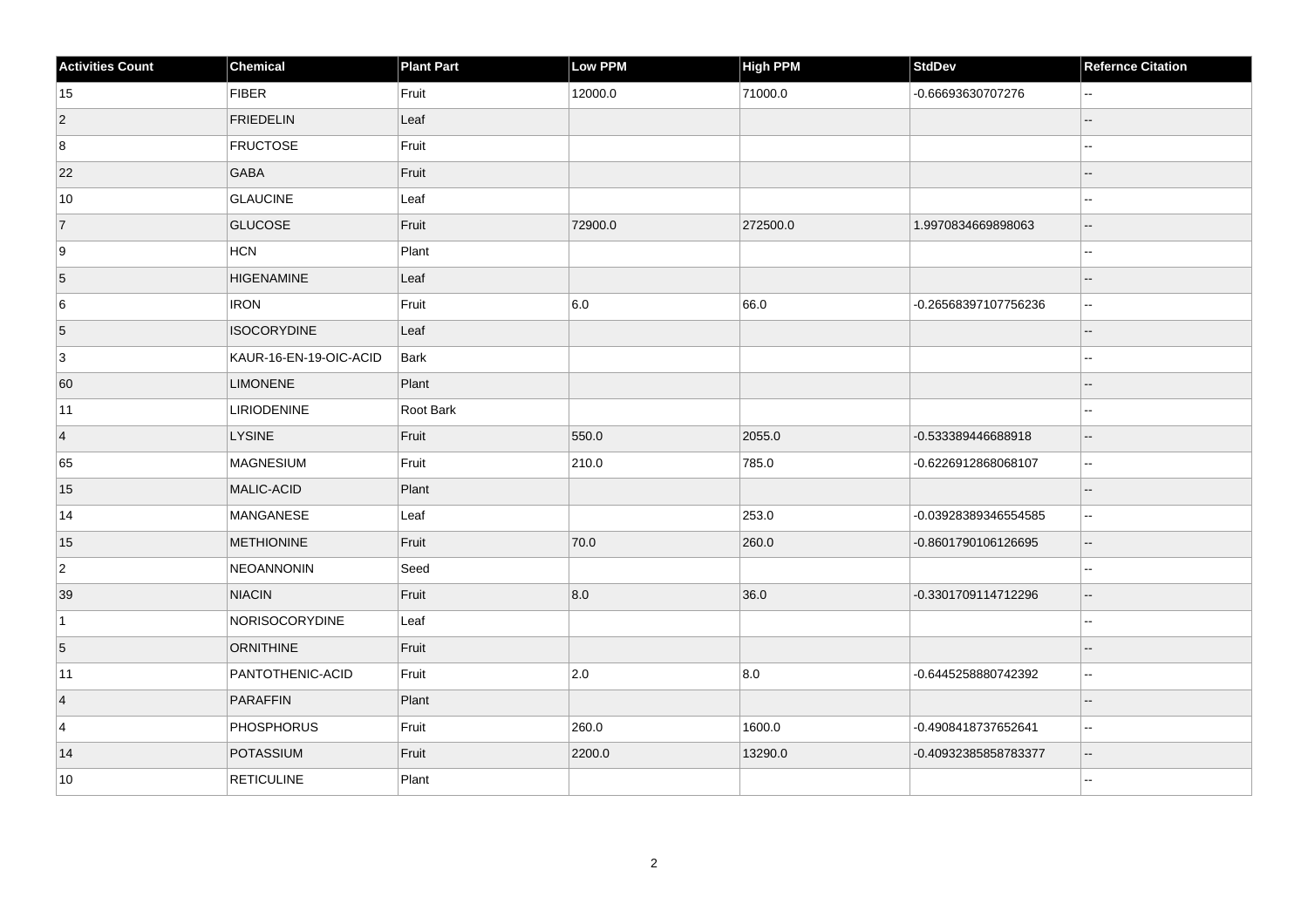| Activities Count | Chemical | Plant Part | Low PPM | High PPM | StdDev | Refernce Citation |
| --- | --- | --- | --- | --- | --- | --- |
| 15 | FIBER | Fruit | 12000.0 | 71000.0 | -0.66693630707276 | -- |
| 2 | FRIEDELIN | Leaf | | | | -- |
| 8 | FRUCTOSE | Fruit | | | | -- |
| 22 | GABA | Fruit | | | | -- |
| 10 | GLAUCINE | Leaf | | | | -- |
| 7 | GLUCOSE | Fruit | 72900.0 | 272500.0 | 1.9970834669898063 | -- |
| 9 | HCN | Plant | | | | -- |
| 5 | HIGENAMINE | Leaf | | | | -- |
| 6 | IRON | Fruit | 6.0 | 66.0 | -0.26568397107756236 | -- |
| 5 | ISOCORYDINE | Leaf | | | | -- |
| 3 | KAUR-16-EN-19-OIC-ACID | Bark | | | | -- |
| 60 | LIMONENE | Plant | | | | -- |
| 11 | LIRIODENINE | Root Bark | | | | -- |
| 4 | LYSINE | Fruit | 550.0 | 2055.0 | -0.533389446688918 | -- |
| 65 | MAGNESIUM | Fruit | 210.0 | 785.0 | -0.6226912868068107 | -- |
| 15 | MALIC-ACID | Plant | | | | -- |
| 14 | MANGANESE | Leaf | | 253.0 | -0.03928389346554585 | -- |
| 15 | METHIONINE | Fruit | 70.0 | 260.0 | -0.8601790106126695 | -- |
| 2 | NEOANNONIN | Seed | | | | -- |
| 39 | NIACIN | Fruit | 8.0 | 36.0 | -0.3301709114712296 | -- |
| 1 | NORISOCORYDINE | Leaf | | | | -- |
| 5 | ORNITHINE | Fruit | | | | -- |
| 11 | PANTOTHENIC-ACID | Fruit | 2.0 | 8.0 | -0.6445258880742392 | -- |
| 4 | PARAFFIN | Plant | | | | -- |
| 4 | PHOSPHORUS | Fruit | 260.0 | 1600.0 | -0.4908418737652641 | -- |
| 14 | POTASSIUM | Fruit | 2200.0 | 13290.0 | -0.40932385858783377 | -- |
| 10 | RETICULINE | Plant | | | | -- |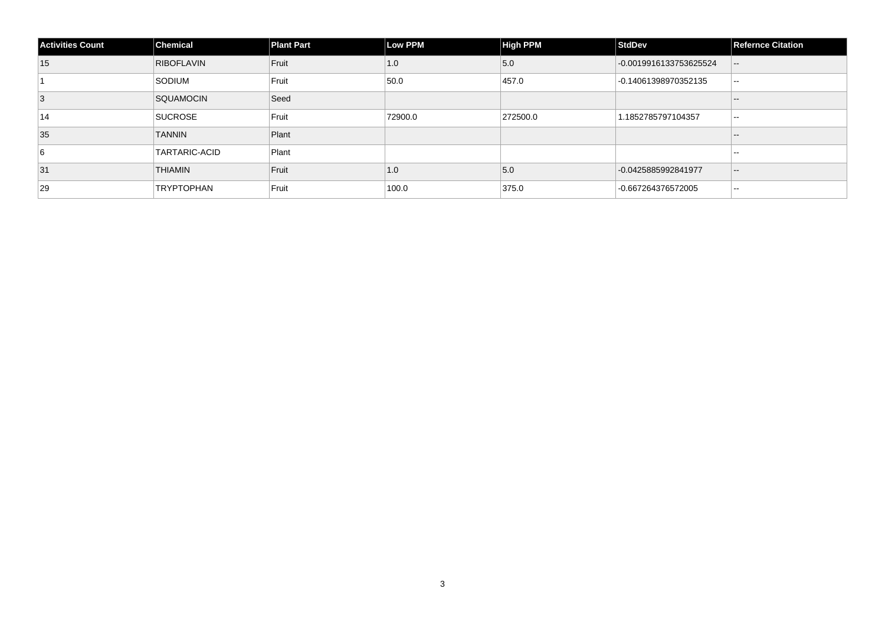| Activities Count | Chemical | Plant Part | Low PPM | High PPM | StdDev | Refernce Citation |
|---|---|---|---|---|---|---|
| 15 | RIBOFLAVIN | Fruit | 1.0 | 5.0 | -0.0019916133753625524 | -- |
| 1 | SODIUM | Fruit | 50.0 | 457.0 | -0.14061398970352135 | -- |
| 3 | SQUAMOCIN | Seed | | | | -- |
| 14 | SUCROSE | Fruit | 72900.0 | 272500.0 | 1.1852785797104357 | -- |
| 35 | TANNIN | Plant | | | | -- |
| 6 | TARTARIC-ACID | Plant | | | | -- |
| 31 | THIAMIN | Fruit | 1.0 | 5.0 | -0.0425885992841977 | -- |
| 29 | TRYPTOPHAN | Fruit | 100.0 | 375.0 | -0.667264376572005 | -- |